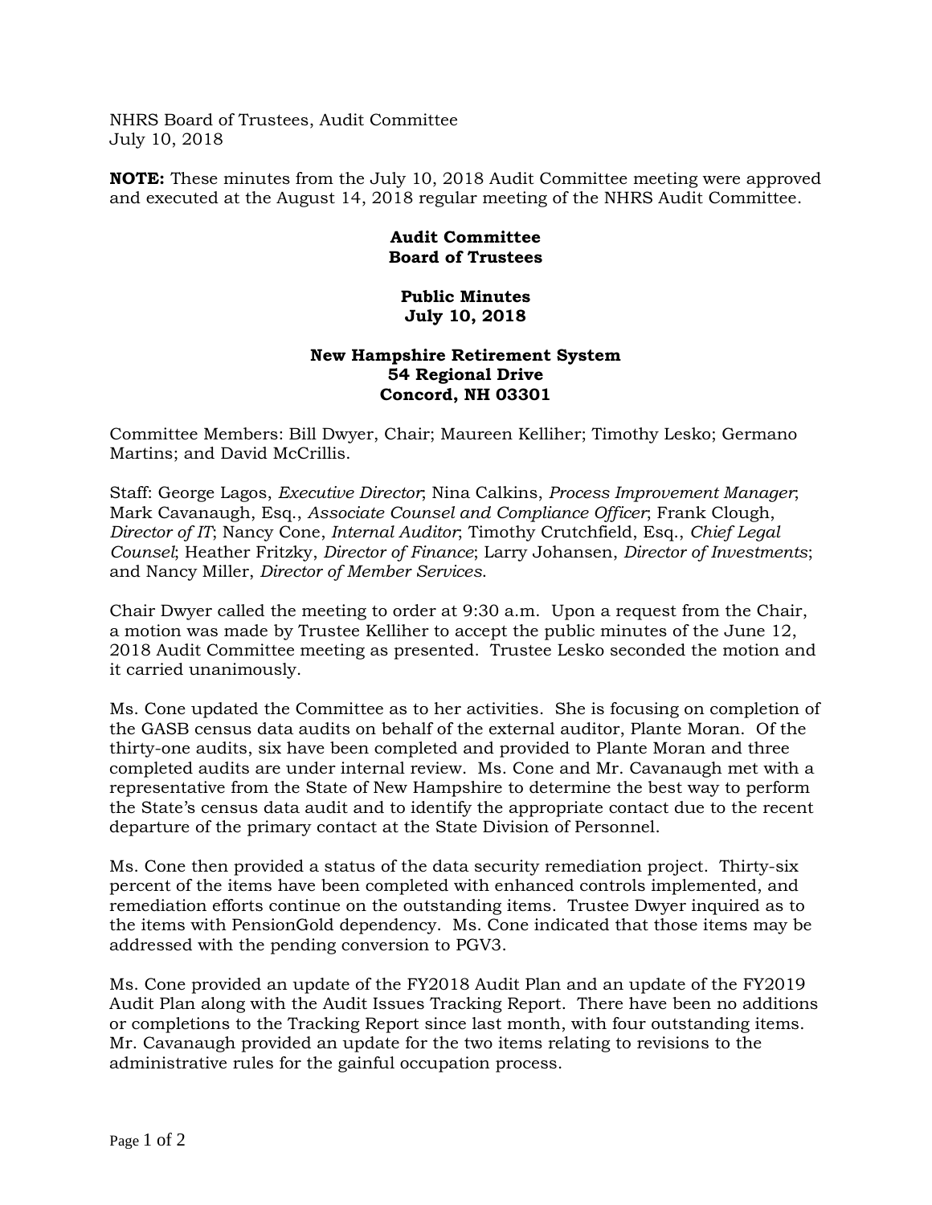NHRS Board of Trustees, Audit Committee
July 10, 2018

**NOTE:** These minutes from the July 10, 2018 Audit Committee meeting were approved and executed at the August 14, 2018 regular meeting of the NHRS Audit Committee.

**Audit Committee**
**Board of Trustees**

**Public Minutes**
**July 10, 2018**

**New Hampshire Retirement System**
**54 Regional Drive**
**Concord, NH 03301**

Committee Members: Bill Dwyer, Chair; Maureen Kelliher; Timothy Lesko; Germano Martins; and David McCrillis.

Staff: George Lagos, *Executive Director*; Nina Calkins, *Process Improvement Manager*; Mark Cavanaugh, Esq., *Associate Counsel and Compliance Officer*; Frank Clough, *Director of IT*; Nancy Cone, *Internal Auditor*; Timothy Crutchfield, Esq., *Chief Legal Counsel*; Heather Fritzky, *Director of Finance*; Larry Johansen, *Director of Investments*; and Nancy Miller, *Director of Member Services*.

Chair Dwyer called the meeting to order at 9:30 a.m. Upon a request from the Chair, a motion was made by Trustee Kelliher to accept the public minutes of the June 12, 2018 Audit Committee meeting as presented. Trustee Lesko seconded the motion and it carried unanimously.

Ms. Cone updated the Committee as to her activities. She is focusing on completion of the GASB census data audits on behalf of the external auditor, Plante Moran. Of the thirty-one audits, six have been completed and provided to Plante Moran and three completed audits are under internal review. Ms. Cone and Mr. Cavanaugh met with a representative from the State of New Hampshire to determine the best way to perform the State's census data audit and to identify the appropriate contact due to the recent departure of the primary contact at the State Division of Personnel.

Ms. Cone then provided a status of the data security remediation project. Thirty-six percent of the items have been completed with enhanced controls implemented, and remediation efforts continue on the outstanding items. Trustee Dwyer inquired as to the items with PensionGold dependency. Ms. Cone indicated that those items may be addressed with the pending conversion to PGV3.

Ms. Cone provided an update of the FY2018 Audit Plan and an update of the FY2019 Audit Plan along with the Audit Issues Tracking Report. There have been no additions or completions to the Tracking Report since last month, with four outstanding items. Mr. Cavanaugh provided an update for the two items relating to revisions to the administrative rules for the gainful occupation process.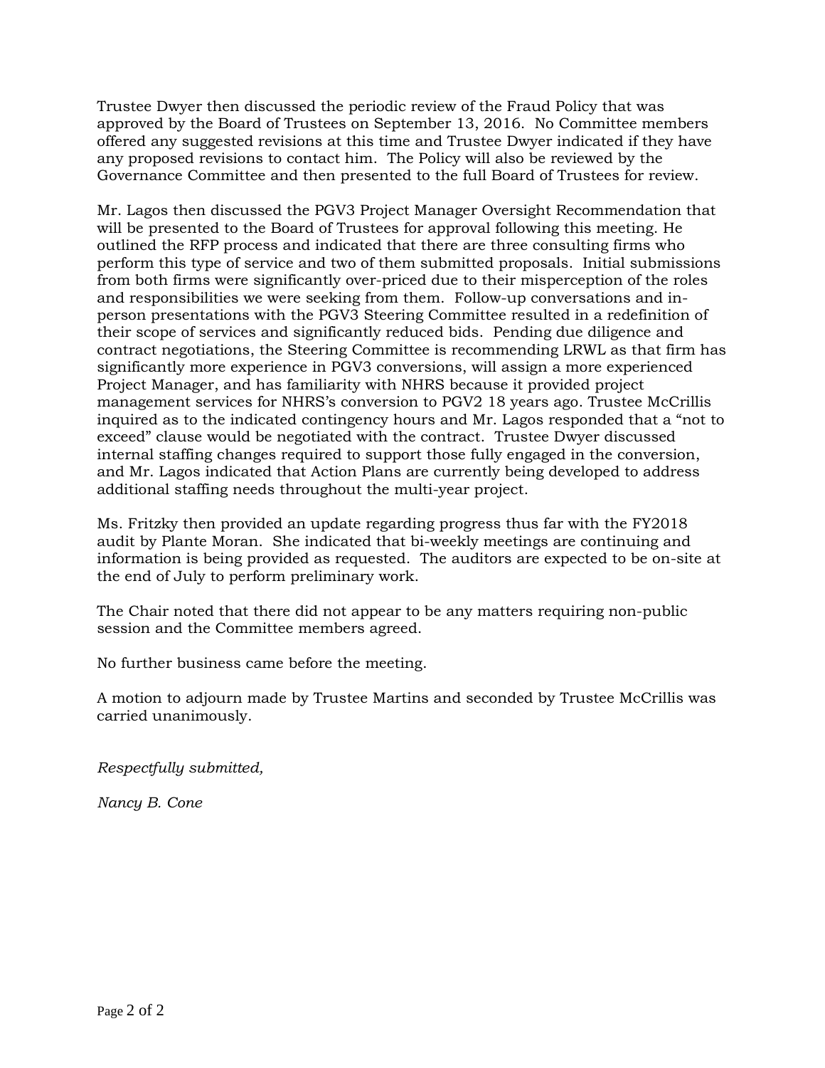Trustee Dwyer then discussed the periodic review of the Fraud Policy that was approved by the Board of Trustees on September 13, 2016. No Committee members offered any suggested revisions at this time and Trustee Dwyer indicated if they have any proposed revisions to contact him. The Policy will also be reviewed by the Governance Committee and then presented to the full Board of Trustees for review.

Mr. Lagos then discussed the PGV3 Project Manager Oversight Recommendation that will be presented to the Board of Trustees for approval following this meeting. He outlined the RFP process and indicated that there are three consulting firms who perform this type of service and two of them submitted proposals. Initial submissions from both firms were significantly over-priced due to their misperception of the roles and responsibilities we were seeking from them. Follow-up conversations and in-person presentations with the PGV3 Steering Committee resulted in a redefinition of their scope of services and significantly reduced bids. Pending due diligence and contract negotiations, the Steering Committee is recommending LRWL as that firm has significantly more experience in PGV3 conversions, will assign a more experienced Project Manager, and has familiarity with NHRS because it provided project management services for NHRS's conversion to PGV2 18 years ago. Trustee McCrillis inquired as to the indicated contingency hours and Mr. Lagos responded that a "not to exceed" clause would be negotiated with the contract. Trustee Dwyer discussed internal staffing changes required to support those fully engaged in the conversion, and Mr. Lagos indicated that Action Plans are currently being developed to address additional staffing needs throughout the multi-year project.

Ms. Fritzky then provided an update regarding progress thus far with the FY2018 audit by Plante Moran. She indicated that bi-weekly meetings are continuing and information is being provided as requested. The auditors are expected to be on-site at the end of July to perform preliminary work.

The Chair noted that there did not appear to be any matters requiring non-public session and the Committee members agreed.

No further business came before the meeting.

A motion to adjourn made by Trustee Martins and seconded by Trustee McCrillis was carried unanimously.

*Respectfully submitted,*

*Nancy B. Cone*